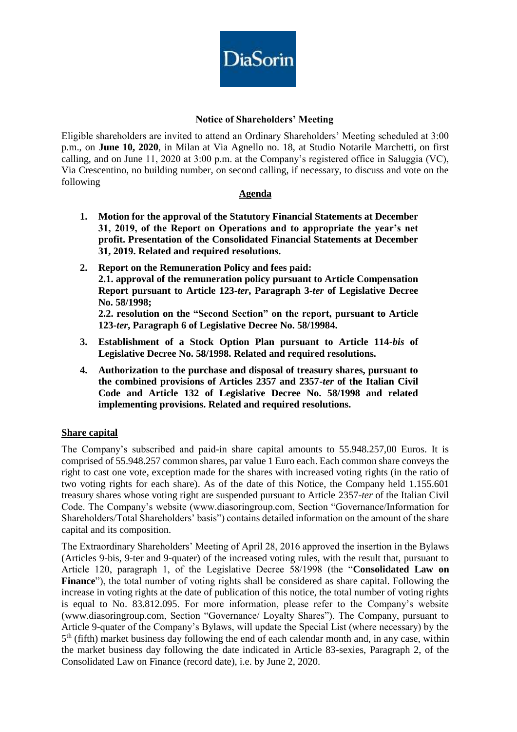DiaSorin

## Notice of Shareholders' Meeting

Eligible shareholders are invited to attend an Ordinary Shareholders' Meeting scheduled at 3:00 p.m., on **June 10, 2020**, in Milan at Via Agnello no. 18, at Studio Notarile Marchetti, on first calling, and on June 11, 2020 at 3:00 p.m. at the Company's registered office in Saluggia (VC), Via Crescentino, no building number, on second calling, if necessary, to discuss and vote on the following

### Agenda

1. **Motion for the approval of the Statutory Financial Statements at December 31, 2019, of the Report on Operations and to appropriate the year's net profit. Presentation of the Consolidated Financial Statements at December 31, 2019. Related and required resolutions.**
2. **Report on the Remuneration Policy and fees paid:**
   **2.1. approval of the remuneration policy pursuant to Article Compensation Report pursuant to Article 123-*ter*, Paragraph 3-*ter* of Legislative Decree No. 58/1998;**
   **2.2. resolution on the "Second Section" on the report, pursuant to Article 123-*ter*, Paragraph 6 of Legislative Decree No. 58/19984.**
3. **Establishment of a Stock Option Plan pursuant to Article 114-*bis* of Legislative Decree No. 58/1998. Related and required resolutions.**
4. **Authorization to the purchase and disposal of treasury shares, pursuant to the combined provisions of Articles 2357 and 2357-*ter* of the Italian Civil Code and Article 132 of Legislative Decree No. 58/1998 and related implementing provisions. Related and required resolutions.**

### Share capital

The Company's subscribed and paid-in share capital amounts to 55.948.257,00 Euros. It is comprised of 55.948.257 common shares, par value 1 Euro each. Each common share conveys the right to cast one vote, exception made for the shares with increased voting rights (in the ratio of two voting rights for each share). As of the date of this Notice, the Company held 1.155.601 treasury shares whose voting right are suspended pursuant to Article 2357-*ter* of the Italian Civil Code. The Company's website (www.diasoringroup.com, Section "Governance/Information for Shareholders/Total Shareholders' basis") contains detailed information on the amount of the share capital and its composition.

The Extraordinary Shareholders' Meeting of April 28, 2016 approved the insertion in the Bylaws (Articles 9-bis, 9-ter and 9-quater) of the increased voting rules, with the result that, pursuant to Article 120, paragraph 1, of the Legislative Decree 58/1998 (the "**Consolidated Law on Finance**"), the total number of voting rights shall be considered as share capital. Following the increase in voting rights at the date of publication of this notice, the total number of voting rights is equal to No. 83.812.095. For more information, please refer to the Company's website (www.diasoringroup.com, Section "Governance/ Loyalty Shares"). The Company, pursuant to Article 9-quater of the Company's Bylaws, will update the Special List (where necessary) by the 5th (fifth) market business day following the end of each calendar month and, in any case, within the market business day following the date indicated in Article 83-sexies, Paragraph 2, of the Consolidated Law on Finance (record date), i.e. by June 2, 2020.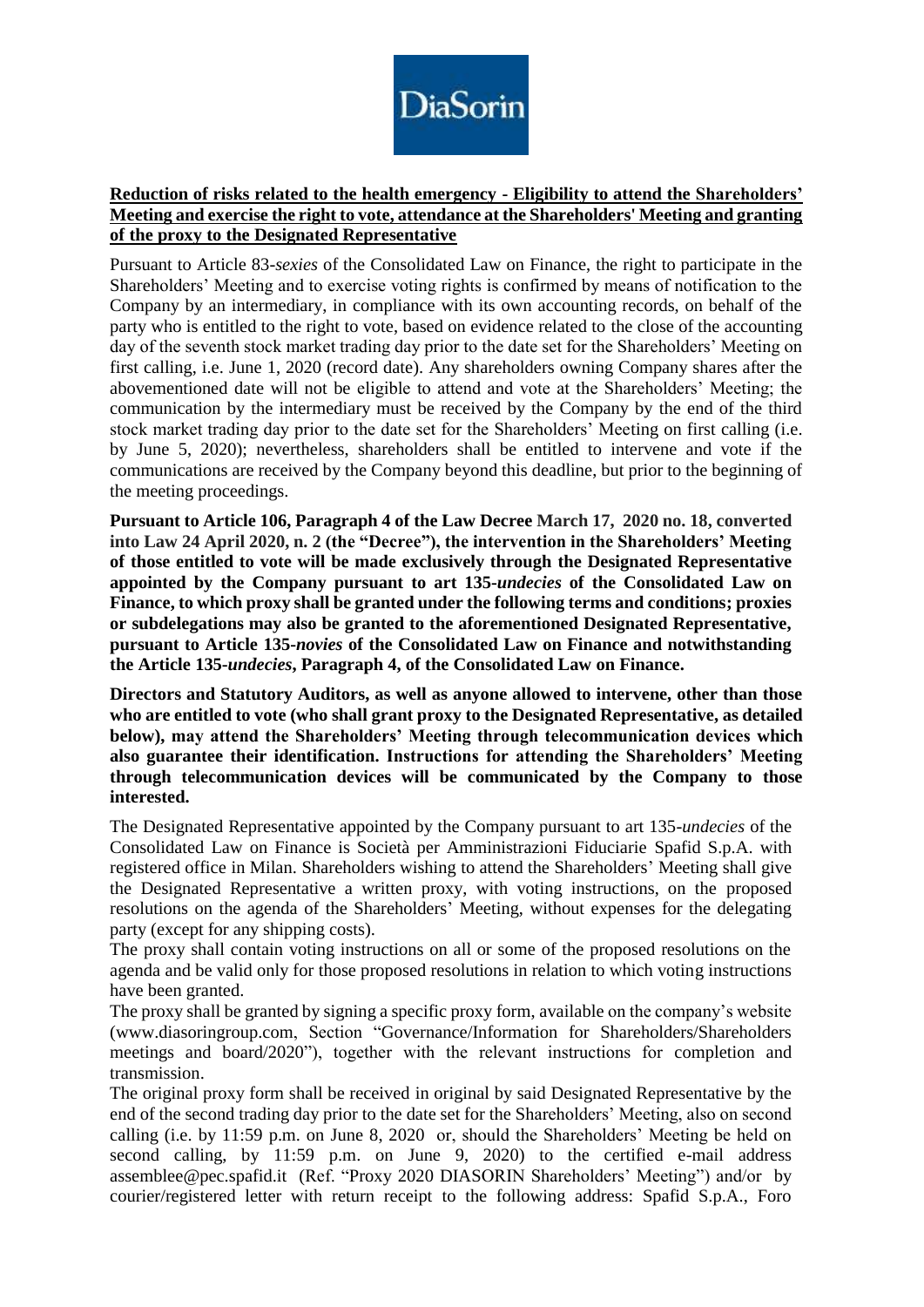**Reduction of risks related to the health emergency - Eligibility to attend the Shareholders' Meeting and exercise the right to vote, attendance at the Shareholders' Meeting and granting of the proxy to the Designated Representative**

Pursuant to Article 83-*sexies* of the Consolidated Law on Finance, the right to participate in the Shareholders' Meeting and to exercise voting rights is confirmed by means of notification to the Company by an intermediary, in compliance with its own accounting records, on behalf of the party who is entitled to the right to vote, based on evidence related to the close of the accounting day of the seventh stock market trading day prior to the date set for the Shareholders' Meeting on first calling, i.e. June 1, 2020 (record date). Any shareholders owning Company shares after the abovementioned date will not be eligible to attend and vote at the Shareholders' Meeting; the communication by the intermediary must be received by the Company by the end of the third stock market trading day prior to the date set for the Shareholders' Meeting on first calling (i.e. by June 5, 2020); nevertheless, shareholders shall be entitled to intervene and vote if the communications are received by the Company beyond this deadline, but prior to the beginning of the meeting proceedings.

**Pursuant to Article 106, Paragraph 4 of the Law Decree March 17, 2020 no. 18, converted into Law 24 April 2020, n. 2 (the "Decree"), the intervention in the Shareholders' Meeting of those entitled to vote will be made exclusively through the Designated Representative appointed by the Company pursuant to art 135-*undecies* of the Consolidated Law on Finance, to which proxy shall be granted under the following terms and conditions; proxies or subdelegations may also be granted to the aforementioned Designated Representative, pursuant to Article 135-*novies* of the Consolidated Law on Finance and notwithstanding the Article 135-*undecies*, Paragraph 4, of the Consolidated Law on Finance.**

**Directors and Statutory Auditors, as well as anyone allowed to intervene, other than those who are entitled to vote (who shall grant proxy to the Designated Representative, as detailed below), may attend the Shareholders' Meeting through telecommunication devices which also guarantee their identification. Instructions for attending the Shareholders' Meeting through telecommunication devices will be communicated by the Company to those interested.**

The Designated Representative appointed by the Company pursuant to art 135-*undecies* of the Consolidated Law on Finance is Società per Amministrazioni Fiduciarie Spafid S.p.A. with registered office in Milan. Shareholders wishing to attend the Shareholders' Meeting shall give the Designated Representative a written proxy, with voting instructions, on the proposed resolutions on the agenda of the Shareholders' Meeting, without expenses for the delegating party (except for any shipping costs).

The proxy shall contain voting instructions on all or some of the proposed resolutions on the agenda and be valid only for those proposed resolutions in relation to which voting instructions have been granted.

The proxy shall be granted by signing a specific proxy form, available on the company's website (www.diasoringroup.com, Section "Governance/Information for Shareholders/Shareholders meetings and board/2020"), together with the relevant instructions for completion and transmission.

The original proxy form shall be received in original by said Designated Representative by the end of the second trading day prior to the date set for the Shareholders' Meeting, also on second calling (i.e. by 11:59 p.m. on June 8, 2020 or, should the Shareholders' Meeting be held on second calling, by 11:59 p.m. on June 9, 2020) to the certified e-mail address assemblee@pec.spafid.it (Ref. "Proxy 2020 DIASORIN Shareholders' Meeting") and/or by courier/registered letter with return receipt to the following address: Spafid S.p.A., Foro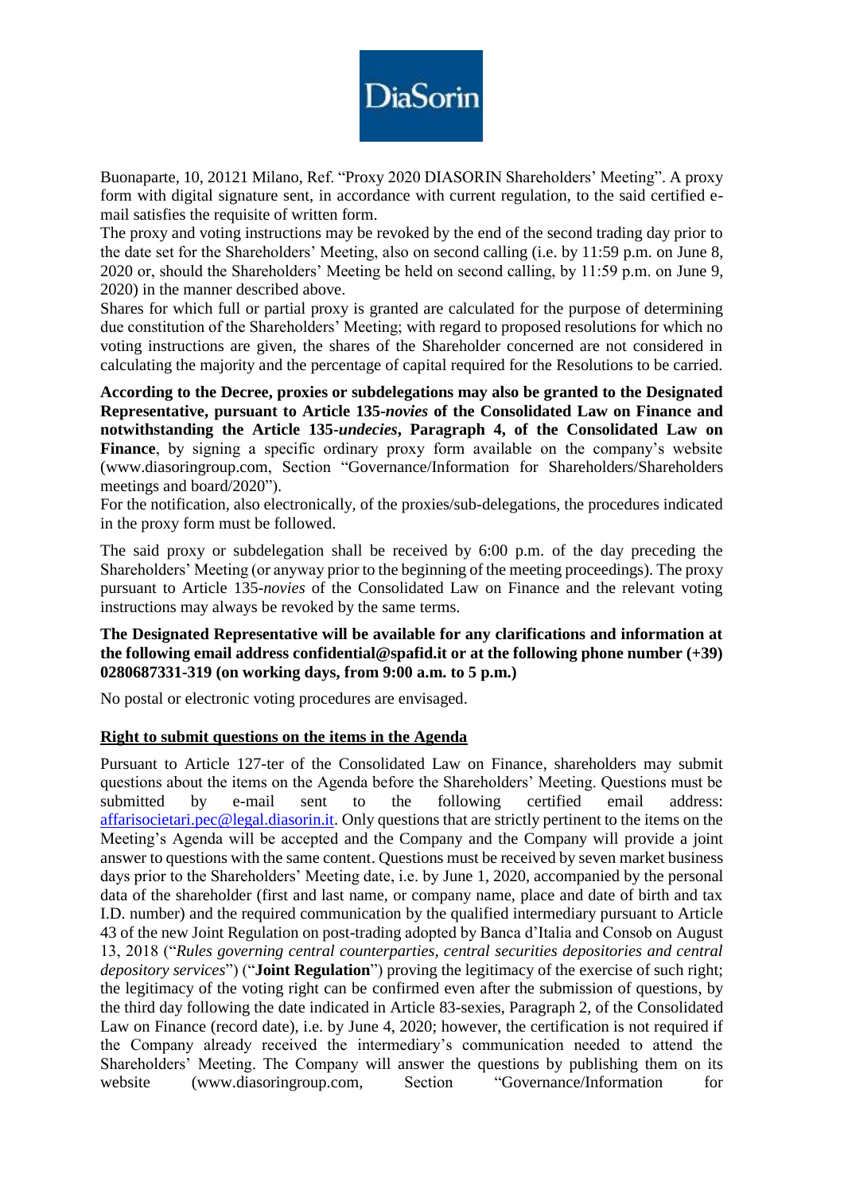Buonaparte, 10, 20121 Milano, Ref. "Proxy 2020 DIASORIN Shareholders' Meeting". A proxy form with digital signature sent, in accordance with current regulation, to the said certified e-mail satisfies the requisite of written form.

The proxy and voting instructions may be revoked by the end of the second trading day prior to the date set for the Shareholders' Meeting, also on second calling (i.e. by 11:59 p.m. on June 8, 2020 or, should the Shareholders' Meeting be held on second calling, by 11:59 p.m. on June 9, 2020) in the manner described above.

Shares for which full or partial proxy is granted are calculated for the purpose of determining due constitution of the Shareholders' Meeting; with regard to proposed resolutions for which no voting instructions are given, the shares of the Shareholder concerned are not considered in calculating the majority and the percentage of capital required for the Resolutions to be carried.

**According to the Decree, proxies or subdelegations may also be granted to the Designated Representative, pursuant to Article 135-*novies* of the Consolidated Law on Finance and notwithstanding the Article 135-*undecies*, Paragraph 4, of the Consolidated Law on Finance**, by signing a specific ordinary proxy form available on the company's website (www.diasoringroup.com, Section "Governance/Information for Shareholders/Shareholders meetings and board/2020").

For the notification, also electronically, of the proxies/sub-delegations, the procedures indicated in the proxy form must be followed.

The said proxy or subdelegation shall be received by 6:00 p.m. of the day preceding the Shareholders' Meeting (or anyway prior to the beginning of the meeting proceedings). The proxy pursuant to Article 135-*novies* of the Consolidated Law on Finance and the relevant voting instructions may always be revoked by the same terms.

**The Designated Representative will be available for any clarifications and information at the following email address confidential@spafid.it or at the following phone number (+39) 0280687331-319 (on working days, from 9:00 a.m. to 5 p.m.)**

No postal or electronic voting procedures are envisaged.

**Right to submit questions on the items in the Agenda**

Pursuant to Article 127-ter of the Consolidated Law on Finance, shareholders may submit questions about the items on the Agenda before the Shareholders' Meeting. Questions must be submitted by e-mail sent to the following certified email address: affarisocietari.pec@legal.diasorin.it. Only questions that are strictly pertinent to the items on the Meeting's Agenda will be accepted and the Company and the Company will provide a joint answer to questions with the same content. Questions must be received by seven market business days prior to the Shareholders' Meeting date, i.e. by June 1, 2020, accompanied by the personal data of the shareholder (first and last name, or company name, place and date of birth and tax I.D. number) and the required communication by the qualified intermediary pursuant to Article 43 of the new Joint Regulation on post-trading adopted by Banca d'Italia and Consob on August 13, 2018 ("*Rules governing central counterparties, central securities depositories and central depository services*") ("**Joint Regulation**") proving the legitimacy of the exercise of such right; the legitimacy of the voting right can be confirmed even after the submission of questions, by the third day following the date indicated in Article 83-sexies, Paragraph 2, of the Consolidated Law on Finance (record date), i.e. by June 4, 2020; however, the certification is not required if the Company already received the intermediary's communication needed to attend the Shareholders' Meeting. The Company will answer the questions by publishing them on its website (www.diasoringroup.com, Section "Governance/Information for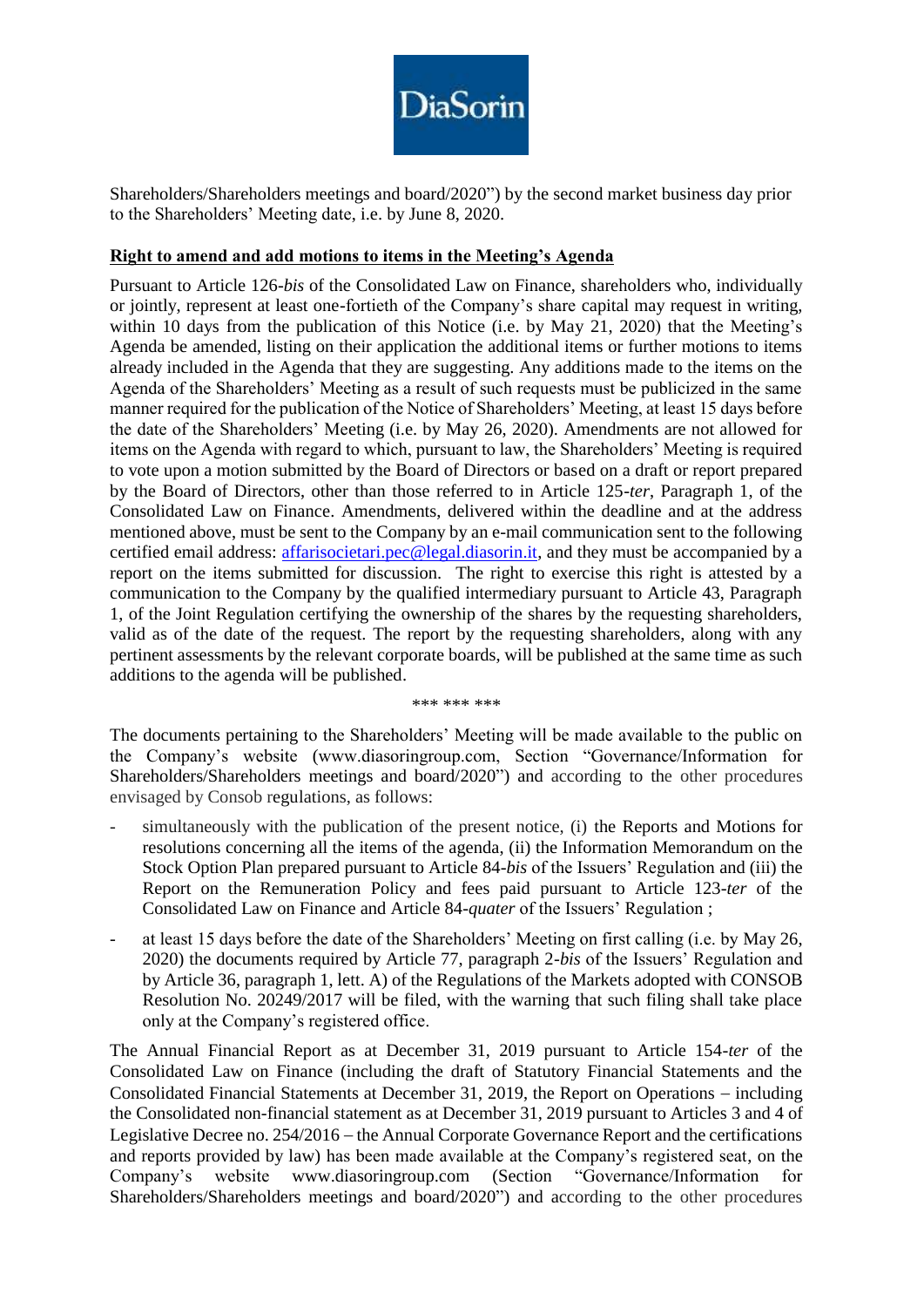Shareholders/Shareholders meetings and board/2020") by the second market business day prior to the Shareholders' Meeting date, i.e. by June 8, 2020.

**Right to amend and add motions to items in the Meeting's Agenda**

Pursuant to Article 126-*bis* of the Consolidated Law on Finance, shareholders who, individually or jointly, represent at least one-fortieth of the Company's share capital may request in writing, within 10 days from the publication of this Notice (i.e. by May 21, 2020) that the Meeting's Agenda be amended, listing on their application the additional items or further motions to items already included in the Agenda that they are suggesting. Any additions made to the items on the Agenda of the Shareholders' Meeting as a result of such requests must be publicized in the same manner required for the publication of the Notice of Shareholders' Meeting, at least 15 days before the date of the Shareholders' Meeting (i.e. by May 26, 2020). Amendments are not allowed for items on the Agenda with regard to which, pursuant to law, the Shareholders' Meeting is required to vote upon a motion submitted by the Board of Directors or based on a draft or report prepared by the Board of Directors, other than those referred to in Article 125-*ter*, Paragraph 1, of the Consolidated Law on Finance. Amendments, delivered within the deadline and at the address mentioned above, must be sent to the Company by an e-mail communication sent to the following certified email address: affarisocietari.pec@legal.diasorin.it, and they must be accompanied by a report on the items submitted for discussion. The right to exercise this right is attested by a communication to the Company by the qualified intermediary pursuant to Article 43, Paragraph 1, of the Joint Regulation certifying the ownership of the shares by the requesting shareholders, valid as of the date of the request. The report by the requesting shareholders, along with any pertinent assessments by the relevant corporate boards, will be published at the same time as such additions to the agenda will be published.

*** *** ***

The documents pertaining to the Shareholders' Meeting will be made available to the public on the Company's website (www.diasoringroup.com, Section "Governance/Information for Shareholders/Shareholders meetings and board/2020") and according to the other procedures envisaged by Consob regulations, as follows:

- simultaneously with the publication of the present notice, (i) the Reports and Motions for resolutions concerning all the items of the agenda, (ii) the Information Memorandum on the Stock Option Plan prepared pursuant to Article 84-*bis* of the Issuers' Regulation and (iii) the Report on the Remuneration Policy and fees paid pursuant to Article 123-*ter* of the Consolidated Law on Finance and Article 84-*quater* of the Issuers' Regulation ;
- at least 15 days before the date of the Shareholders' Meeting on first calling (i.e. by May 26, 2020) the documents required by Article 77, paragraph 2-*bis* of the Issuers' Regulation and by Article 36, paragraph 1, lett. A) of the Regulations of the Markets adopted with CONSOB Resolution No. 20249/2017 will be filed, with the warning that such filing shall take place only at the Company's registered office.

The Annual Financial Report as at December 31, 2019 pursuant to Article 154-*ter* of the Consolidated Law on Finance (including the draft of Statutory Financial Statements and the Consolidated Financial Statements at December 31, 2019, the Report on Operations – including the Consolidated non-financial statement as at December 31, 2019 pursuant to Articles 3 and 4 of Legislative Decree no. 254/2016 – the Annual Corporate Governance Report and the certifications and reports provided by law) has been made available at the Company's registered seat, on the Company's website www.diasoringroup.com (Section "Governance/Information for Shareholders/Shareholders meetings and board/2020") and according to the other procedures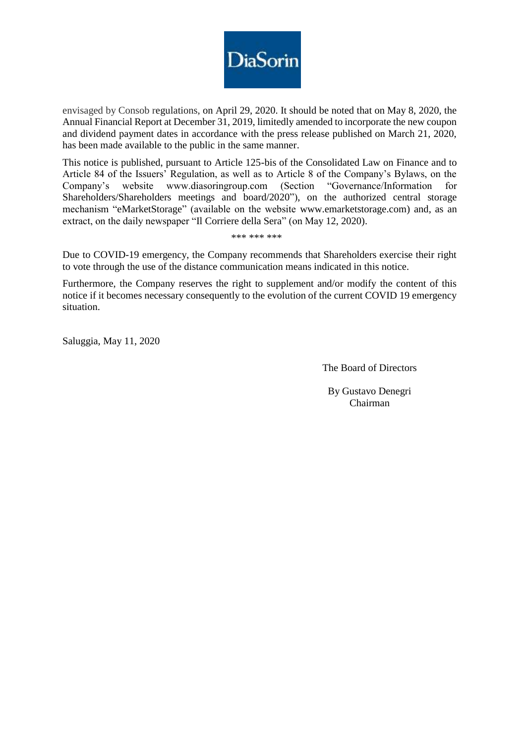envisaged by Consob regulations, on April 29, 2020. It should be noted that on May 8, 2020, the Annual Financial Report at December 31, 2019, limitedly amended to incorporate the new coupon and dividend payment dates in accordance with the press release published on March 21, 2020, has been made available to the public in the same manner.

This notice is published, pursuant to Article 125-bis of the Consolidated Law on Finance and to Article 84 of the Issuers' Regulation, as well as to Article 8 of the Company's Bylaws, on the Company's website www.diasoringroup.com (Section "Governance/Information for Shareholders/Shareholders meetings and board/2020"), on the authorized central storage mechanism "eMarketStorage" (available on the website www.emarketstorage.com) and, as an extract, on the daily newspaper "Il Corriere della Sera" (on May 12, 2020).

*** *** ***

Due to COVID-19 emergency, the Company recommends that Shareholders exercise their right to vote through the use of the distance communication means indicated in this notice.

Furthermore, the Company reserves the right to supplement and/or modify the content of this notice if it becomes necessary consequently to the evolution of the current COVID 19 emergency situation.

Saluggia, May 11, 2020

The Board of Directors

By Gustavo Denegri
Chairman